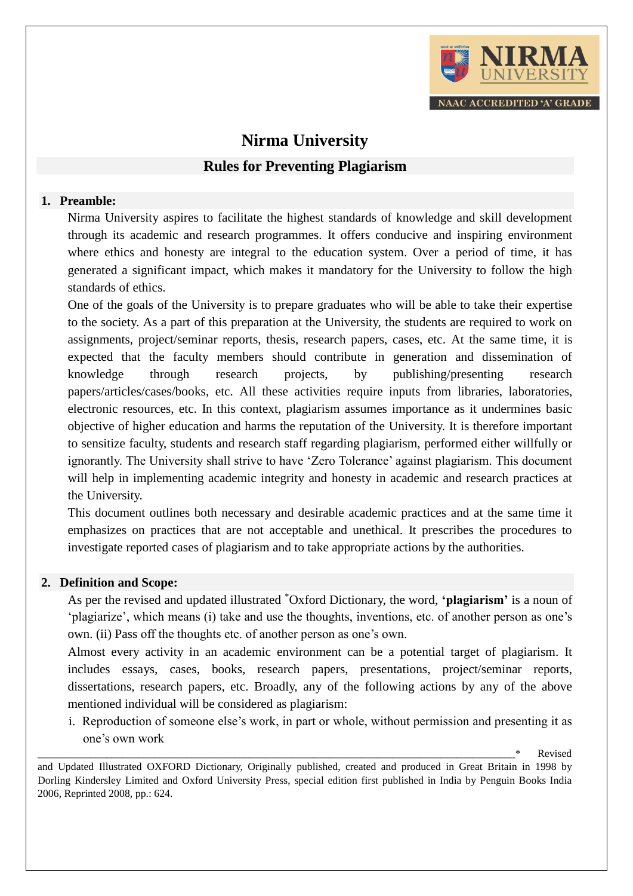# Nirma University

## Rules for Preventing Plagiarism

### 1. Preamble:

Nirma University aspires to facilitate the highest standards of knowledge and skill development through its academic and research programmes. It offers conducive and inspiring environment where ethics and honesty are integral to the education system. Over a period of time, it has generated a significant impact, which makes it mandatory for the University to follow the high standards of ethics.

One of the goals of the University is to prepare graduates who will be able to take their expertise to the society. As a part of this preparation at the University, the students are required to work on assignments, project/seminar reports, thesis, research papers, cases, etc. At the same time, it is expected that the faculty members should contribute in generation and dissemination of knowledge through research projects, by publishing/presenting research papers/articles/cases/books, etc. All these activities require inputs from libraries, laboratories, electronic resources, etc. In this context, plagiarism assumes importance as it undermines basic objective of higher education and harms the reputation of the University. It is therefore important to sensitize faculty, students and research staff regarding plagiarism, performed either willfully or ignorantly. The University shall strive to have 'Zero Tolerance' against plagiarism. This document will help in implementing academic integrity and honesty in academic and research practices at the University.

This document outlines both necessary and desirable academic practices and at the same time it emphasizes on practices that are not acceptable and unethical. It prescribes the procedures to investigate reported cases of plagiarism and to take appropriate actions by the authorities.

### 2. Definition and Scope:

As per the revised and updated illustrated *Oxford Dictionary, the word, **'plagiarism'** is a noun of 'plagiarize', which means (i) take and use the thoughts, inventions, etc. of another person as one's own. (ii) Pass off the thoughts etc. of another person as one's own.

Almost every activity in an academic environment can be a potential target of plagiarism. It includes essays, cases, books, research papers, presentations, project/seminar reports, dissertations, research papers, etc. Broadly, any of the following actions by any of the above mentioned individual will be considered as plagiarism:

i. Reproduction of someone else's work, in part or whole, without permission and presenting it as one's own work

---

\* Revised and Updated Illustrated OXFORD Dictionary, Originally published, created and produced in Great Britain in 1998 by Dorling Kindersley Limited and Oxford University Press, special edition first published in India by Penguin Books India 2006, Reprinted 2008, pp.: 624.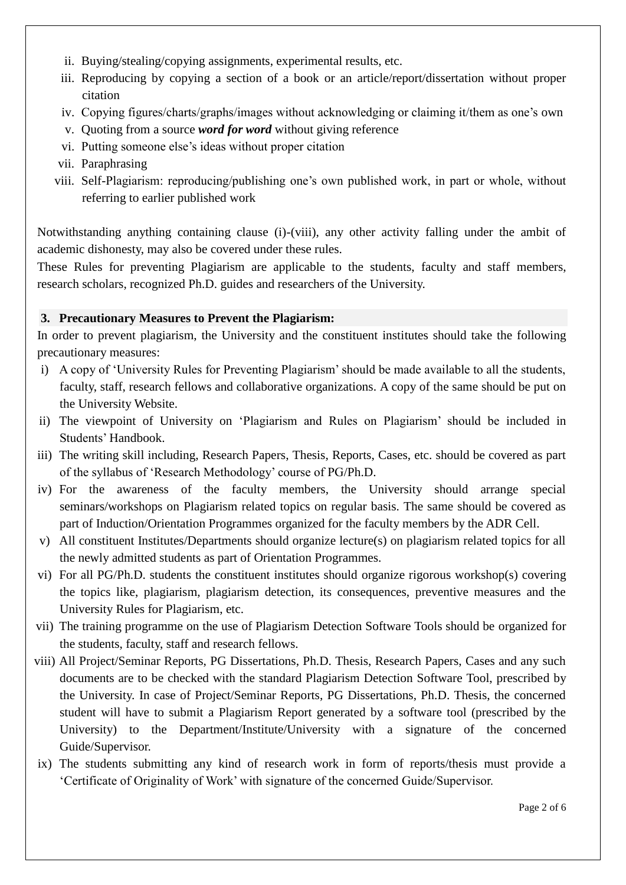ii. Buying/stealing/copying assignments, experimental results, etc.
iii. Reproducing by copying a section of a book or an article/report/dissertation without proper citation
iv. Copying figures/charts/graphs/images without acknowledging or claiming it/them as one's own
v. Quoting from a source ***word for word*** without giving reference
vi. Putting someone else's ideas without proper citation
vii. Paraphrasing
viii. Self-Plagiarism: reproducing/publishing one's own published work, in part or whole, without referring to earlier published work

Notwithstanding anything containing clause (i)-(viii), any other activity falling under the ambit of academic dishonesty, may also be covered under these rules.

These Rules for preventing Plagiarism are applicable to the students, faculty and staff members, research scholars, recognized Ph.D. guides and researchers of the University.

### 3. Precautionary Measures to Prevent the Plagiarism:

In order to prevent plagiarism, the University and the constituent institutes should take the following precautionary measures:

i) A copy of 'University Rules for Preventing Plagiarism' should be made available to all the students, faculty, staff, research fellows and collaborative organizations. A copy of the same should be put on the University Website.
ii) The viewpoint of University on 'Plagiarism and Rules on Plagiarism' should be included in Students' Handbook.
iii) The writing skill including, Research Papers, Thesis, Reports, Cases, etc. should be covered as part of the syllabus of 'Research Methodology' course of PG/Ph.D.
iv) For the awareness of the faculty members, the University should arrange special seminars/workshops on Plagiarism related topics on regular basis. The same should be covered as part of Induction/Orientation Programmes organized for the faculty members by the ADR Cell.
v) All constituent Institutes/Departments should organize lecture(s) on plagiarism related topics for all the newly admitted students as part of Orientation Programmes.
vi) For all PG/Ph.D. students the constituent institutes should organize rigorous workshop(s) covering the topics like, plagiarism, plagiarism detection, its consequences, preventive measures and the University Rules for Plagiarism, etc.
vii) The training programme on the use of Plagiarism Detection Software Tools should be organized for the students, faculty, staff and research fellows.
viii) All Project/Seminar Reports, PG Dissertations, Ph.D. Thesis, Research Papers, Cases and any such documents are to be checked with the standard Plagiarism Detection Software Tool, prescribed by the University. In case of Project/Seminar Reports, PG Dissertations, Ph.D. Thesis, the concerned student will have to submit a Plagiarism Report generated by a software tool (prescribed by the University) to the Department/Institute/University with a signature of the concerned Guide/Supervisor.
ix) The students submitting any kind of research work in form of reports/thesis must provide a 'Certificate of Originality of Work' with signature of the concerned Guide/Supervisor.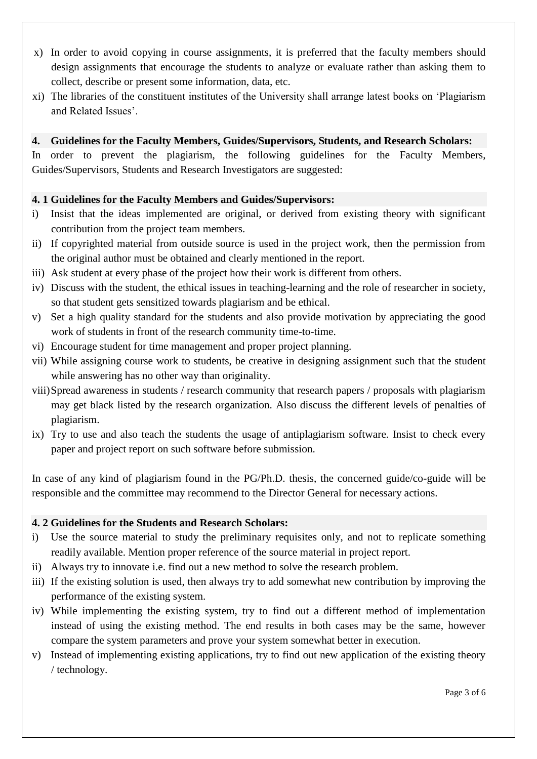x) In order to avoid copying in course assignments, it is preferred that the faculty members should design assignments that encourage the students to analyze or evaluate rather than asking them to collect, describe or present some information, data, etc.

xi) The libraries of the constituent institutes of the University shall arrange latest books on 'Plagiarism and Related Issues'.

## 4. Guidelines for the Faculty Members, Guides/Supervisors, Students, and Research Scholars:

In order to prevent the plagiarism, the following guidelines for the Faculty Members, Guides/Supervisors, Students and Research Investigators are suggested:

### 4. 1 Guidelines for the Faculty Members and Guides/Supervisors:

i) Insist that the ideas implemented are original, or derived from existing theory with significant contribution from the project team members.

ii) If copyrighted material from outside source is used in the project work, then the permission from the original author must be obtained and clearly mentioned in the report.

iii) Ask student at every phase of the project how their work is different from others.

iv) Discuss with the student, the ethical issues in teaching-learning and the role of researcher in society, so that student gets sensitized towards plagiarism and be ethical.

v) Set a high quality standard for the students and also provide motivation by appreciating the good work of students in front of the research community time-to-time.

vi) Encourage student for time management and proper project planning.

vii) While assigning course work to students, be creative in designing assignment such that the student while answering has no other way than originality.

viii) Spread awareness in students / research community that research papers / proposals with plagiarism may get black listed by the research organization. Also discuss the different levels of penalties of plagiarism.

ix) Try to use and also teach the students the usage of antiplagiarism software. Insist to check every paper and project report on such software before submission.

In case of any kind of plagiarism found in the PG/Ph.D. thesis, the concerned guide/co-guide will be responsible and the committee may recommend to the Director General for necessary actions.

### 4. 2 Guidelines for the Students and Research Scholars:

i) Use the source material to study the preliminary requisites only, and not to replicate something readily available. Mention proper reference of the source material in project report.

ii) Always try to innovate i.e. find out a new method to solve the research problem.

iii) If the existing solution is used, then always try to add somewhat new contribution by improving the performance of the existing system.

iv) While implementing the existing system, try to find out a different method of implementation instead of using the existing method. The end results in both cases may be the same, however compare the system parameters and prove your system somewhat better in execution.

v) Instead of implementing existing applications, try to find out new application of the existing theory / technology.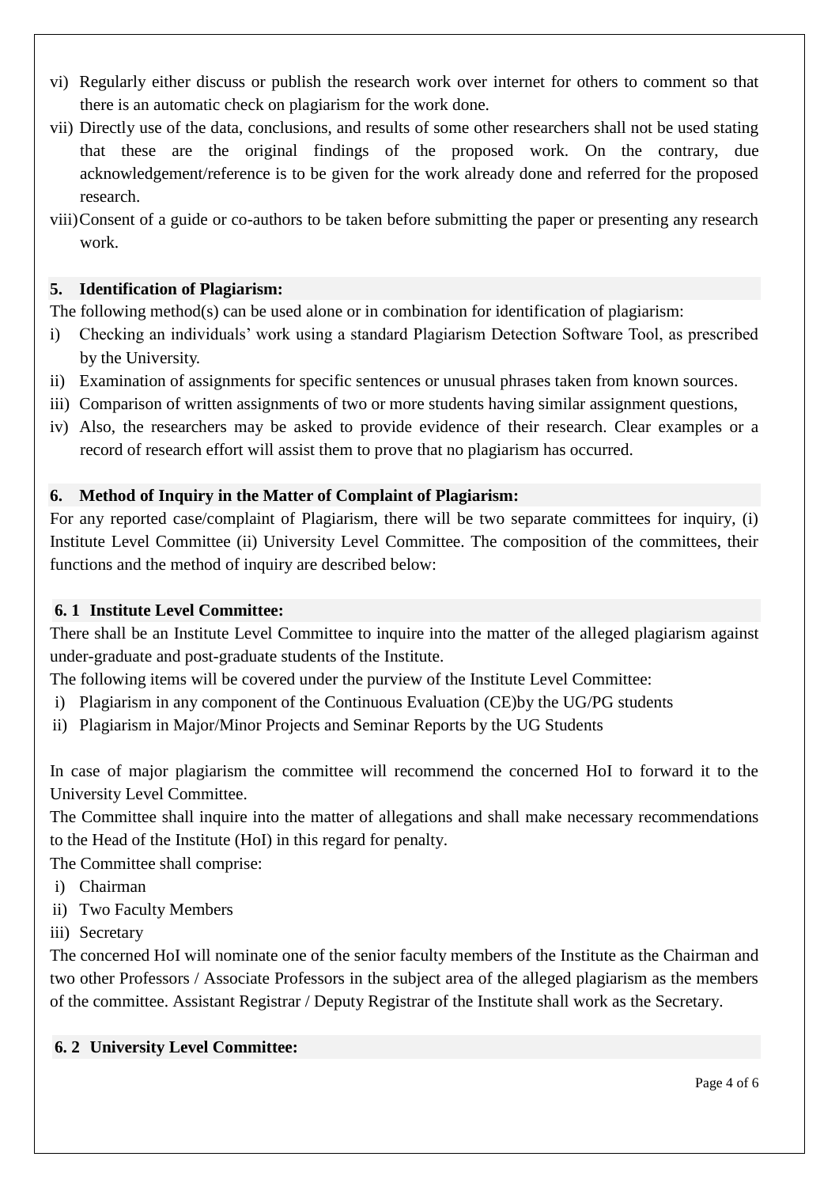vi) Regularly either discuss or publish the research work over internet for others to comment so that there is an automatic check on plagiarism for the work done.

vii) Directly use of the data, conclusions, and results of some other researchers shall not be used stating that these are the original findings of the proposed work. On the contrary, due acknowledgement/reference is to be given for the work already done and referred for the proposed research.

viii) Consent of a guide or co-authors to be taken before submitting the paper or presenting any research work.

## 5. Identification of Plagiarism:

The following method(s) can be used alone or in combination for identification of plagiarism:

i) Checking an individuals' work using a standard Plagiarism Detection Software Tool, as prescribed by the University.

ii) Examination of assignments for specific sentences or unusual phrases taken from known sources.

iii) Comparison of written assignments of two or more students having similar assignment questions,

iv) Also, the researchers may be asked to provide evidence of their research. Clear examples or a record of research effort will assist them to prove that no plagiarism has occurred.

## 6. Method of Inquiry in the Matter of Complaint of Plagiarism:

For any reported case/complaint of Plagiarism, there will be two separate committees for inquiry, (i) Institute Level Committee (ii) University Level Committee. The composition of the committees, their functions and the method of inquiry are described below:

### 6. 1 Institute Level Committee:

There shall be an Institute Level Committee to inquire into the matter of the alleged plagiarism against under-graduate and post-graduate students of the Institute.

The following items will be covered under the purview of the Institute Level Committee:

i) Plagiarism in any component of the Continuous Evaluation (CE)by the UG/PG students

ii) Plagiarism in Major/Minor Projects and Seminar Reports by the UG Students

In case of major plagiarism the committee will recommend the concerned HoI to forward it to the University Level Committee.

The Committee shall inquire into the matter of allegations and shall make necessary recommendations to the Head of the Institute (HoI) in this regard for penalty.

The Committee shall comprise:

i) Chairman

ii) Two Faculty Members

iii) Secretary

The concerned HoI will nominate one of the senior faculty members of the Institute as the Chairman and two other Professors / Associate Professors in the subject area of the alleged plagiarism as the members of the committee. Assistant Registrar / Deputy Registrar of the Institute shall work as the Secretary.

### 6. 2 University Level Committee: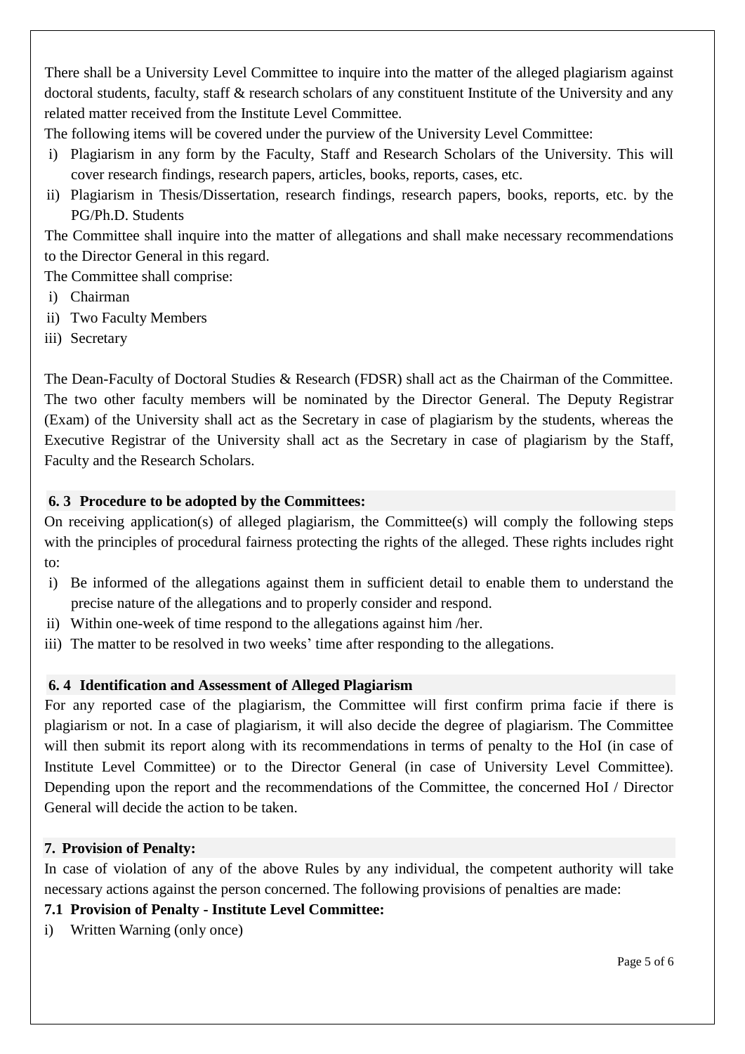There shall be a University Level Committee to inquire into the matter of the alleged plagiarism against doctoral students, faculty, staff & research scholars of any constituent Institute of the University and any related matter received from the Institute Level Committee.

The following items will be covered under the purview of the University Level Committee:

i) Plagiarism in any form by the Faculty, Staff and Research Scholars of the University. This will cover research findings, research papers, articles, books, reports, cases, etc.
ii) Plagiarism in Thesis/Dissertation, research findings, research papers, books, reports, etc. by the PG/Ph.D. Students

The Committee shall inquire into the matter of allegations and shall make necessary recommendations to the Director General in this regard.

The Committee shall comprise:

i) Chairman
ii) Two Faculty Members
iii) Secretary

The Dean-Faculty of Doctoral Studies & Research (FDSR) shall act as the Chairman of the Committee. The two other faculty members will be nominated by the Director General. The Deputy Registrar (Exam) of the University shall act as the Secretary in case of plagiarism by the students, whereas the Executive Registrar of the University shall act as the Secretary in case of plagiarism by the Staff, Faculty and the Research Scholars.

### 6. 3 Procedure to be adopted by the Committees:

On receiving application(s) of alleged plagiarism, the Committee(s) will comply the following steps with the principles of procedural fairness protecting the rights of the alleged. These rights includes right to:

i) Be informed of the allegations against them in sufficient detail to enable them to understand the precise nature of the allegations and to properly consider and respond.
ii) Within one-week of time respond to the allegations against him /her.
iii) The matter to be resolved in two weeks' time after responding to the allegations.

### 6. 4 Identification and Assessment of Alleged Plagiarism

For any reported case of the plagiarism, the Committee will first confirm prima facie if there is plagiarism or not. In a case of plagiarism, it will also decide the degree of plagiarism. The Committee will then submit its report along with its recommendations in terms of penalty to the HoI (in case of Institute Level Committee) or to the Director General (in case of University Level Committee). Depending upon the report and the recommendations of the Committee, the concerned HoI / Director General will decide the action to be taken.

## 7. Provision of Penalty:

In case of violation of any of the above Rules by any individual, the competent authority will take necessary actions against the person concerned. The following provisions of penalties are made:

### 7.1 Provision of Penalty - Institute Level Committee:

i) Written Warning (only once)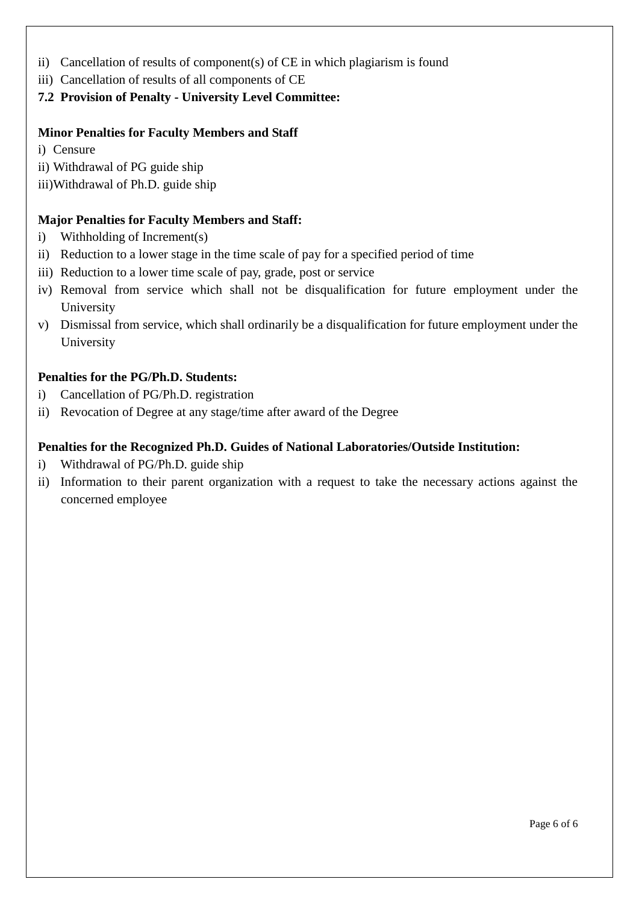ii) Cancellation of results of component(s) of CE in which plagiarism is found

iii) Cancellation of results of all components of CE

**7.2 Provision of Penalty - University Level Committee:**

**Minor Penalties for Faculty Members and Staff**

i) Censure

ii) Withdrawal of PG guide ship

iii) Withdrawal of Ph.D. guide ship

**Major Penalties for Faculty Members and Staff:**

i) Withholding of Increment(s)

ii) Reduction to a lower stage in the time scale of pay for a specified period of time

iii) Reduction to a lower time scale of pay, grade, post or service

iv) Removal from service which shall not be disqualification for future employment under the University

v) Dismissal from service, which shall ordinarily be a disqualification for future employment under the University

**Penalties for the PG/Ph.D. Students:**

i) Cancellation of PG/Ph.D. registration

ii) Revocation of Degree at any stage/time after award of the Degree

**Penalties for the Recognized Ph.D. Guides of National Laboratories/Outside Institution:**

i) Withdrawal of PG/Ph.D. guide ship

ii) Information to their parent organization with a request to take the necessary actions against the concerned employee